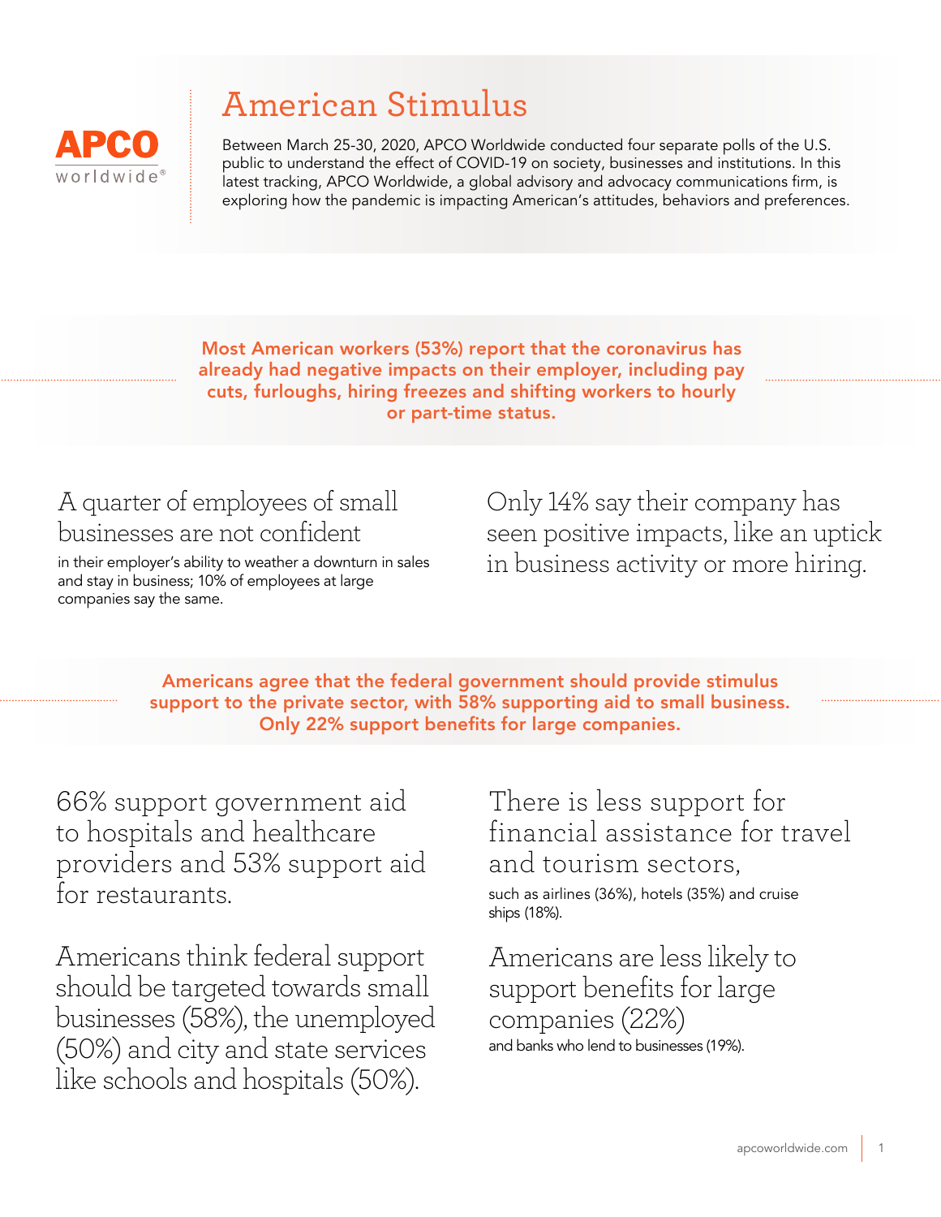APCO worldwide®

# American Stimulus

Between March 25-30, 2020, APCO Worldwide conducted four separate polls of the U.S. public to understand the effect of COVID-19 on society, businesses and institutions. In this latest tracking, APCO Worldwide, a global advisory and advocacy communications firm, is exploring how the pandemic is impacting American's attitudes, behaviors and preferences.

**Most American workers (53%) report that the coronavirus has already had negative impacts on their employer, including pay cuts, furloughs, hiring freezes and shifting workers to hourly or part-time status.**

## A quarter of employees of small businesses are not confident

in their employer's ability to weather a downturn in sales and stay in business; 10% of employees at large companies say the same.

## Only 14% say their company has seen positive impacts, like an uptick in business activity or more hiring.

**Americans agree that the federal government should provide stimulus support to the private sector, with 58% supporting aid to small business. Only 22% support benefits for large companies.**

## 66% support government aid to hospitals and healthcare providers and 53% support aid for restaurants.

## Americans think federal support should be targeted towards small businesses (58%), the unemployed (50%) and city and state services like schools and hospitals (50%).

## There is less support for financial assistance for travel and tourism sectors,

such as airlines (36%), hotels (35%) and cruise ships (18%).

## Americans are less likely to support benefits for large companies (22%)

and banks who lend to businesses (19%).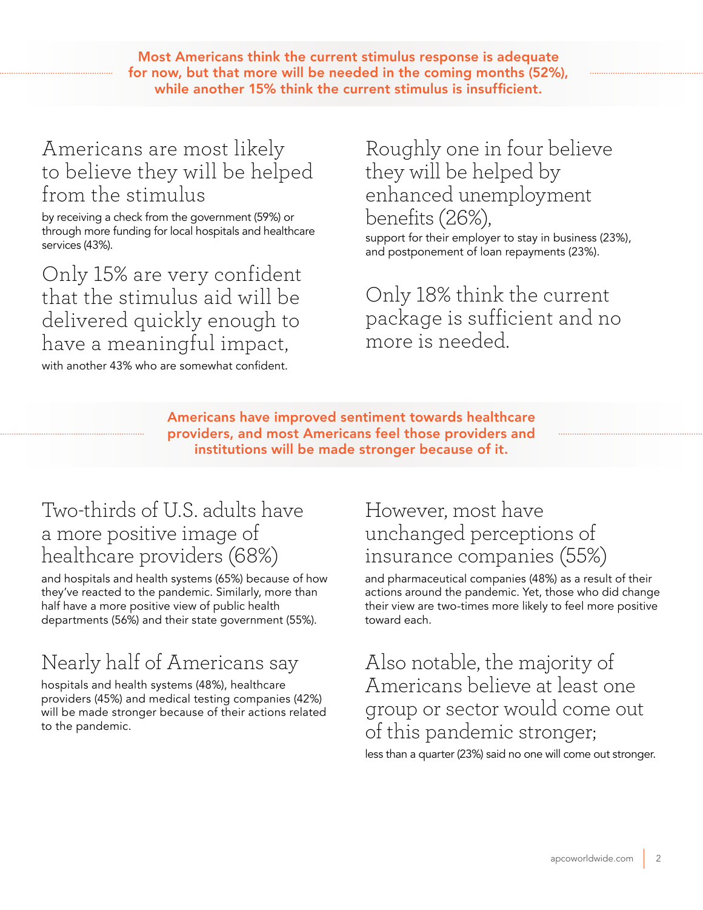**Most Americans think the current stimulus response is adequate for now, but that more will be needed in the coming months (52%), while another 15% think the current stimulus is insufficient.**

### Americans are most likely to believe they will be helped from the stimulus

by receiving a check from the government (59%) or through more funding for local hospitals and healthcare services (43%).

### Only 15% are very confident that the stimulus aid will be delivered quickly enough to have a meaningful impact,

with another 43% who are somewhat confident.

### Roughly one in four believe they will be helped by enhanced unemployment benefits (26%),

support for their employer to stay in business (23%), and postponement of loan repayments (23%).

### Only 18% think the current package is sufficient and no more is needed.

**Americans have improved sentiment towards healthcare providers, and most Americans feel those providers and institutions will be made stronger because of it.**

### Two-thirds of U.S. adults have a more positive image of healthcare providers (68%)

and hospitals and health systems (65%) because of how they've reacted to the pandemic. Similarly, more than half have a more positive view of public health departments (56%) and their state government (55%).

### Nearly half of Americans say

hospitals and health systems (48%), healthcare providers (45%) and medical testing companies (42%) will be made stronger because of their actions related to the pandemic.

### However, most have unchanged perceptions of insurance companies (55%)

and pharmaceutical companies (48%) as a result of their actions around the pandemic. Yet, those who did change their view are two-times more likely to feel more positive toward each.

### Also notable, the majority of Americans believe at least one group or sector would come out of this pandemic stronger;

less than a quarter (23%) said no one will come out stronger.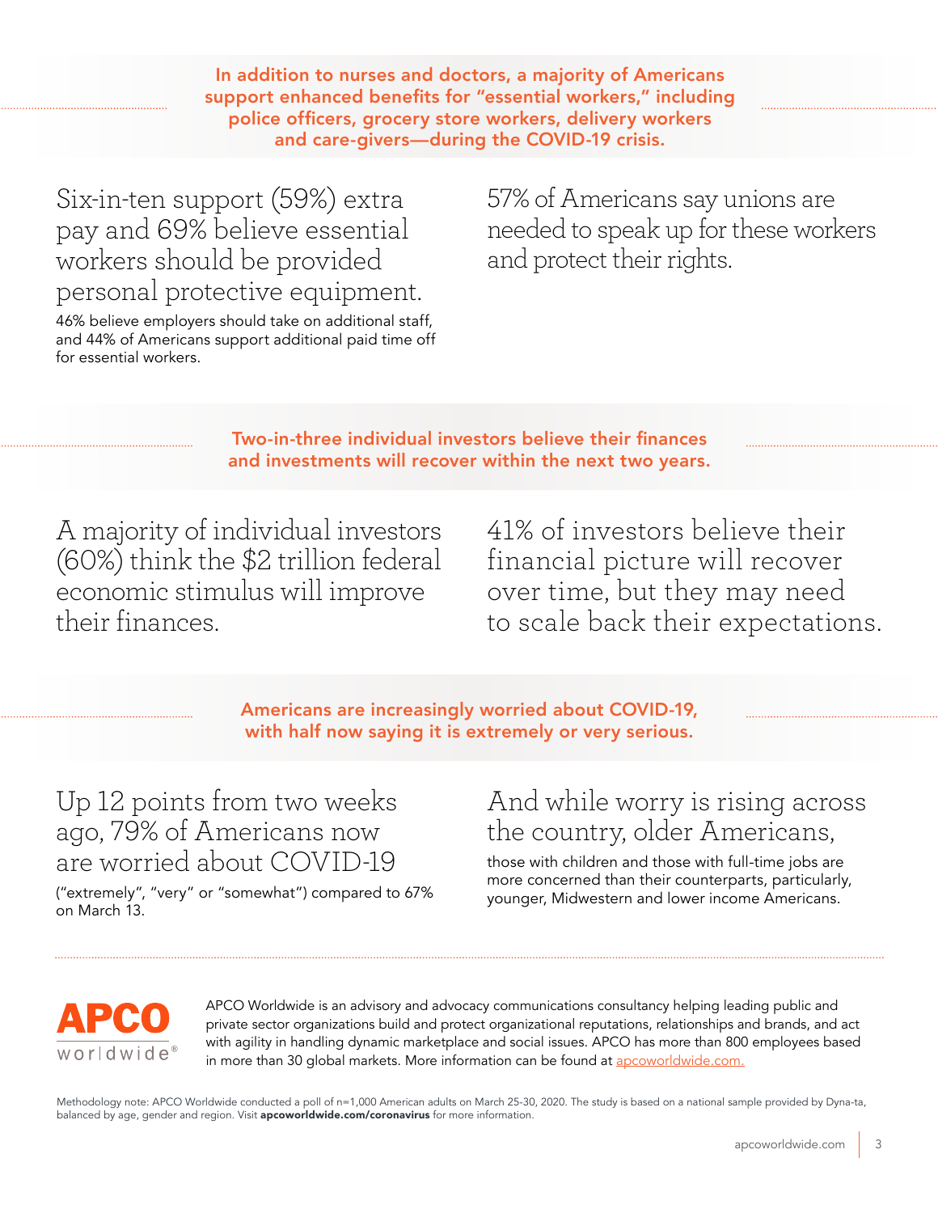## In addition to nurses and doctors, a majority of Americans support enhanced benefits for "essential workers," including police officers, grocery store workers, delivery workers and care-givers—during the COVID-19 crisis.

Six-in-ten support (59%) extra pay and 69% believe essential workers should be provided personal protective equipment.

46% believe employers should take on additional staff, and 44% of Americans support additional paid time off for essential workers.

57% of Americans say unions are needed to speak up for these workers and protect their rights.

## Two-in-three individual investors believe their finances and investments will recover within the next two years.

A majority of individual investors (60%) think the $2 trillion federal economic stimulus will improve their finances.

41% of investors believe their financial picture will recover over time, but they may need to scale back their expectations.

## Americans are increasingly worried about COVID-19, with half now saying it is extremely or very serious.

Up 12 points from two weeks ago, 79% of Americans now are worried about COVID-19

("extremely", "very" or "somewhat") compared to 67% on March 13.

And while worry is rising across the country, older Americans,

those with children and those with full-time jobs are more concerned than their counterparts, particularly, younger, Midwestern and lower income Americans.

**APCO** worldwide®

APCO Worldwide is an advisory and advocacy communications consultancy helping leading public and private sector organizations build and protect organizational reputations, relationships and brands, and act with agility in handling dynamic marketplace and social issues. APCO has more than 800 employees based in more than 30 global markets. More information can be found at [apcoworldwide.com.](apcoworldwide.com)

Methodology note: APCO Worldwide conducted a poll of n=1,000 American adults on March 25-30, 2020. The study is based on a national sample provided by Dyna-ta, balanced by age, gender and region. Visit **apcoworldwide.com/coronavirus** for more information.